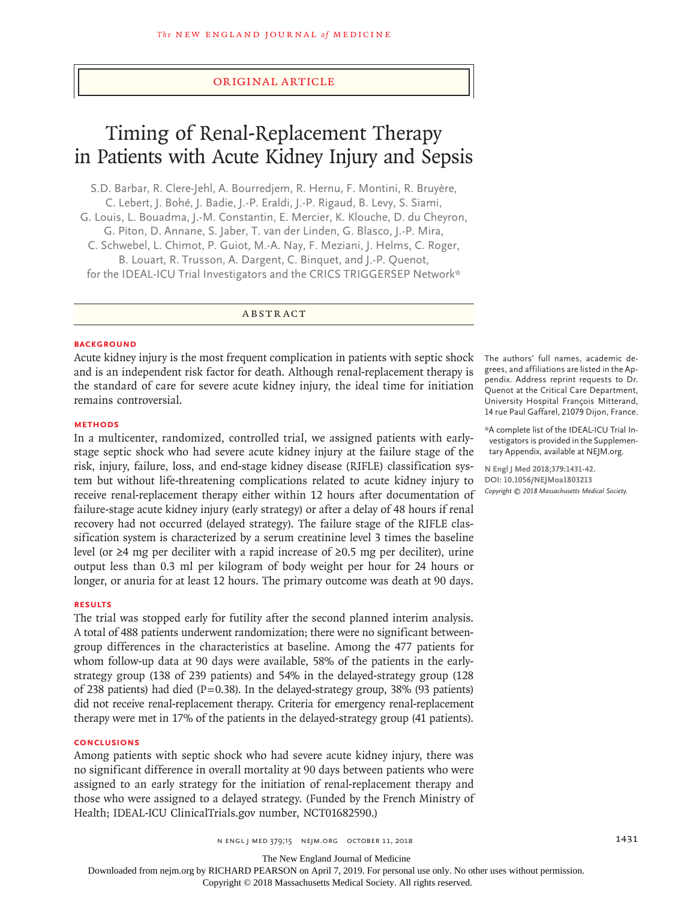Original Article

# Timing of Renal-Replacement Therapy in Patients with Acute Kidney Injury and Sepsis

S.D. Barbar, R. Clere-Jehl, A. Bourredjem, R. Hernu, F. Montini, R. Bruyère, C. Lebert, J. Bohé, J. Badie, J.-P. Eraldi, J.-P. Rigaud, B. Levy, S. Siami, G. Louis, L. Bouadma, J.-M. Constantin, E. Mercier, K. Klouche, D. du Cheyron, G. Piton, D. Annane, S. Jaber, T. van der Linden, G. Blasco, J.-P. Mira, C. Schwebel, L. Chimot, P. Guiot, M.-A. Nay, F. Meziani, J. Helms, C. Roger, B. Louart, R. Trusson, A. Dargent, C. Binquet, and J.-P. Quenot, for the IDEAL-ICU Trial Investigators and the CRICS TRIGGERSEP Network*

## Abstract

### Background

Acute kidney injury is the most frequent complication in patients with septic shock and is an independent risk factor for death. Although renal-replacement therapy is the standard of care for severe acute kidney injury, the ideal time for initiation remains controversial.

### Methods

In a multicenter, randomized, controlled trial, we assigned patients with early-stage septic shock who had severe acute kidney injury at the failure stage of the risk, injury, failure, loss, and end-stage kidney disease (RIFLE) classification system but without life-threatening complications related to acute kidney injury to receive renal-replacement therapy either within 12 hours after documentation of failure-stage acute kidney injury (early strategy) or after a delay of 48 hours if renal recovery had not occurred (delayed strategy). The failure stage of the RIFLE classification system is characterized by a serum creatinine level 3 times the baseline level (or ≥4 mg per deciliter with a rapid increase of ≥0.5 mg per deciliter), urine output less than 0.3 ml per kilogram of body weight per hour for 24 hours or longer, or anuria for at least 12 hours. The primary outcome was death at 90 days.

### Results

The trial was stopped early for futility after the second planned interim analysis. A total of 488 patients underwent randomization; there were no significant between-group differences in the characteristics at baseline. Among the 477 patients for whom follow-up data at 90 days were available, 58% of the patients in the early-strategy group (138 of 239 patients) and 54% in the delayed-strategy group (128 of 238 patients) had died (P=0.38). In the delayed-strategy group, 38% (93 patients) did not receive renal-replacement therapy. Criteria for emergency renal-replacement therapy were met in 17% of the patients in the delayed-strategy group (41 patients).

### Conclusions

Among patients with septic shock who had severe acute kidney injury, there was no significant difference in overall mortality at 90 days between patients who were assigned to an early strategy for the initiation of renal-replacement therapy and those who were assigned to a delayed strategy. (Funded by the French Ministry of Health; IDEAL-ICU ClinicalTrials.gov number, NCT01682590.)

The authors' full names, academic degrees, and affiliations are listed in the Appendix. Address reprint requests to Dr. Quenot at the Critical Care Department, University Hospital François Mitterand, 14 rue Paul Gaffarel, 21079 Dijon, France.

*A complete list of the IDEAL-ICU Trial Investigators is provided in the Supplementary Appendix, available at NEJM.org.

N Engl J Med 2018;379:1431-42.
DOI: 10.1056/NEJMoa1803213
Copyright © 2018 Massachusetts Medical Society.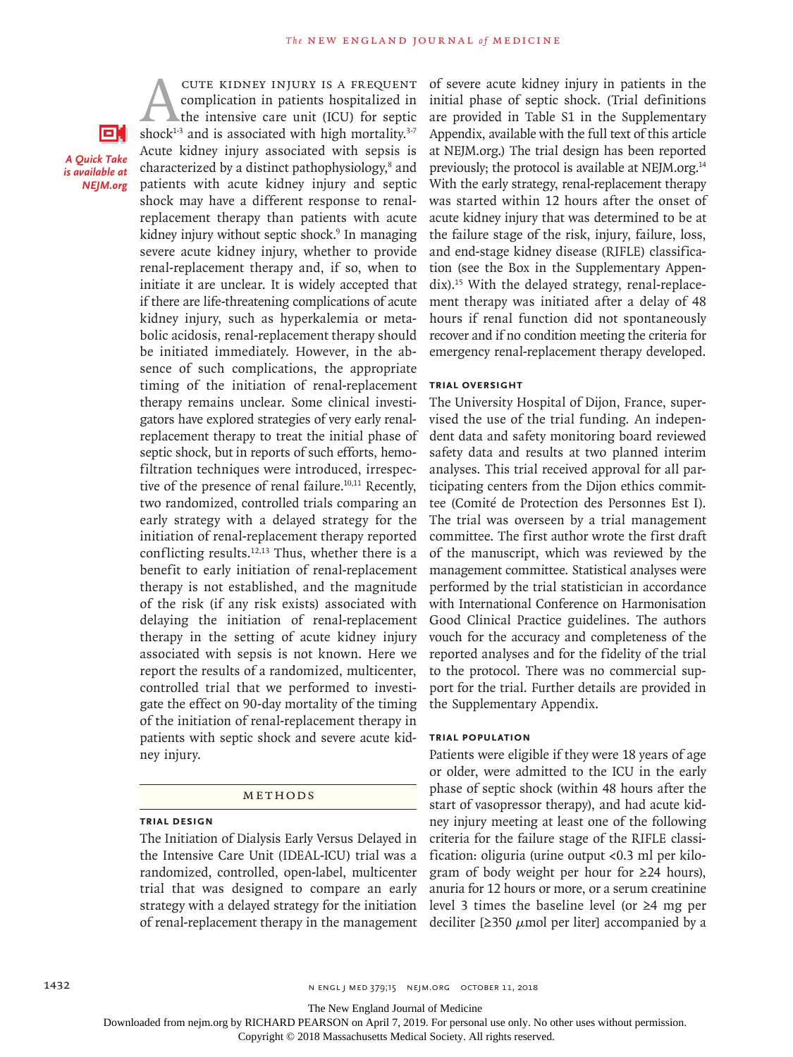*A Quick Take is available at NEJM.org*

Acute kidney injury is a frequent complication in patients hospitalized in the intensive care unit (ICU) for septic shock[1-3] and is associated with high mortality.[3-7] Acute kidney injury associated with sepsis is characterized by a distinct pathophysiology,[8] and patients with acute kidney injury and septic shock may have a different response to renal-replacement therapy than patients with acute kidney injury without septic shock.[9] In managing severe acute kidney injury, whether to provide renal-replacement therapy and, if so, when to initiate it are unclear. It is widely accepted that if there are life-threatening complications of acute kidney injury, such as hyperkalemia or metabolic acidosis, renal-replacement therapy should be initiated immediately. However, in the absence of such complications, the appropriate timing of the initiation of renal-replacement therapy remains unclear. Some clinical investigators have explored strategies of very early renal-replacement therapy to treat the initial phase of septic shock, but in reports of such efforts, hemofiltration techniques were introduced, irrespective of the presence of renal failure.[10,11] Recently, two randomized, controlled trials comparing an early strategy with a delayed strategy for the initiation of renal-replacement therapy reported conflicting results.[12,13] Thus, whether there is a benefit to early initiation of renal-replacement therapy is not established, and the magnitude of the risk (if any risk exists) associated with delaying the initiation of renal-replacement therapy in the setting of acute kidney injury associated with sepsis is not known. Here we report the results of a randomized, multicenter, controlled trial that we performed to investigate the effect on 90-day mortality of the timing of the initiation of renal-replacement therapy in patients with septic shock and severe acute kidney injury.

## Methods

### Trial Design

The Initiation of Dialysis Early Versus Delayed in the Intensive Care Unit (IDEAL-ICU) trial was a randomized, controlled, open-label, multicenter trial that was designed to compare an early strategy with a delayed strategy for the initiation of renal-replacement therapy in the management of severe acute kidney injury in patients in the initial phase of septic shock. (Trial definitions are provided in Table S1 in the Supplementary Appendix, available with the full text of this article at NEJM.org.) The trial design has been reported previously; the protocol is available at NEJM.org.[14] With the early strategy, renal-replacement therapy was started within 12 hours after the onset of acute kidney injury that was determined to be at the failure stage of the risk, injury, failure, loss, and end-stage kidney disease (RIFLE) classification (see the Box in the Supplementary Appendix).[15] With the delayed strategy, renal-replacement therapy was initiated after a delay of 48 hours if renal function did not spontaneously recover and if no condition meeting the criteria for emergency renal-replacement therapy developed.

### Trial Oversight

The University Hospital of Dijon, France, supervised the use of the trial funding. An independent data and safety monitoring board reviewed safety data and results at two planned interim analyses. This trial received approval for all participating centers from the Dijon ethics committee (Comité de Protection des Personnes Est I). The trial was overseen by a trial management committee. The first author wrote the first draft of the manuscript, which was reviewed by the management committee. Statistical analyses were performed by the trial statistician in accordance with International Conference on Harmonisation Good Clinical Practice guidelines. The authors vouch for the accuracy and completeness of the reported analyses and for the fidelity of the trial to the protocol. There was no commercial support for the trial. Further details are provided in the Supplementary Appendix.

### Trial Population

Patients were eligible if they were 18 years of age or older, were admitted to the ICU in the early phase of septic shock (within 48 hours after the start of vasopressor therapy), and had acute kidney injury meeting at least one of the following criteria for the failure stage of the RIFLE classification: oliguria (urine output <0.3 ml per kilogram of body weight per hour for ≥24 hours), anuria for 12 hours or more, or a serum creatinine level 3 times the baseline level (or ≥4 mg per deciliter [≥350 μmol per liter] accompanied by a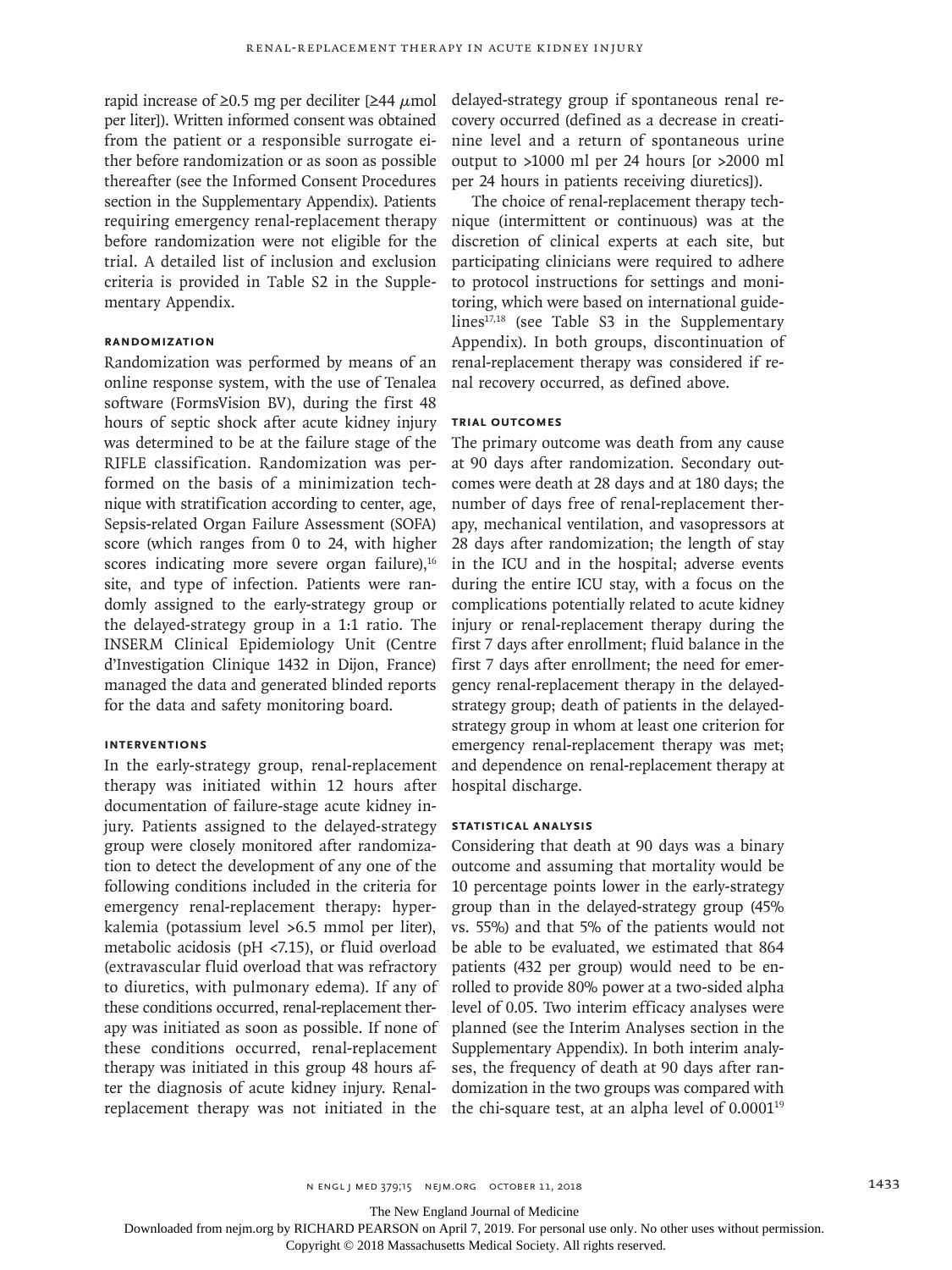rapid increase of ≥0.5 mg per deciliter [≥44 μmol per liter]). Written informed consent was obtained from the patient or a responsible surrogate either before randomization or as soon as possible thereafter (see the Informed Consent Procedures section in the Supplementary Appendix). Patients requiring emergency renal-replacement therapy before randomization were not eligible for the trial. A detailed list of inclusion and exclusion criteria is provided in Table S2 in the Supplementary Appendix.

### Randomization

Randomization was performed by means of an online response system, with the use of Tenalea software (FormsVision BV), during the first 48 hours of septic shock after acute kidney injury was determined to be at the failure stage of the RIFLE classification. Randomization was performed on the basis of a minimization technique with stratification according to center, age, Sepsis-related Organ Failure Assessment (SOFA) score (which ranges from 0 to 24, with higher scores indicating more severe organ failure),[16] site, and type of infection. Patients were randomly assigned to the early-strategy group or the delayed-strategy group in a 1:1 ratio. The INSERM Clinical Epidemiology Unit (Centre d'Investigation Clinique 1432 in Dijon, France) managed the data and generated blinded reports for the data and safety monitoring board.

### Interventions

In the early-strategy group, renal-replacement therapy was initiated within 12 hours after documentation of failure-stage acute kidney injury. Patients assigned to the delayed-strategy group were closely monitored after randomization to detect the development of any one of the following conditions included in the criteria for emergency renal-replacement therapy: hyperkalemia (potassium level >6.5 mmol per liter), metabolic acidosis (pH <7.15), or fluid overload (extravascular fluid overload that was refractory to diuretics, with pulmonary edema). If any of these conditions occurred, renal-replacement therapy was initiated as soon as possible. If none of these conditions occurred, renal-replacement therapy was initiated in this group 48 hours after the diagnosis of acute kidney injury. Renal-replacement therapy was not initiated in the delayed-strategy group if spontaneous renal recovery occurred (defined as a decrease in creatinine level and a return of spontaneous urine output to >1000 ml per 24 hours [or >2000 ml per 24 hours in patients receiving diuretics]).

The choice of renal-replacement therapy technique (intermittent or continuous) was at the discretion of clinical experts at each site, but participating clinicians were required to adhere to protocol instructions for settings and monitoring, which were based on international guidelines[17,18] (see Table S3 in the Supplementary Appendix). In both groups, discontinuation of renal-replacement therapy was considered if renal recovery occurred, as defined above.

### Trial Outcomes

The primary outcome was death from any cause at 90 days after randomization. Secondary outcomes were death at 28 days and at 180 days; the number of days free of renal-replacement therapy, mechanical ventilation, and vasopressors at 28 days after randomization; the length of stay in the ICU and in the hospital; adverse events during the entire ICU stay, with a focus on the complications potentially related to acute kidney injury or renal-replacement therapy during the first 7 days after enrollment; fluid balance in the first 7 days after enrollment; the need for emergency renal-replacement therapy in the delayed-strategy group; death of patients in the delayed-strategy group in whom at least one criterion for emergency renal-replacement therapy was met; and dependence on renal-replacement therapy at hospital discharge.

### Statistical Analysis

Considering that death at 90 days was a binary outcome and assuming that mortality would be 10 percentage points lower in the early-strategy group than in the delayed-strategy group (45% vs. 55%) and that 5% of the patients would not be able to be evaluated, we estimated that 864 patients (432 per group) would need to be enrolled to provide 80% power at a two-sided alpha level of 0.05. Two interim efficacy analyses were planned (see the Interim Analyses section in the Supplementary Appendix). In both interim analyses, the frequency of death at 90 days after randomization in the two groups was compared with the chi-square test, at an alpha level of 0.0001[19]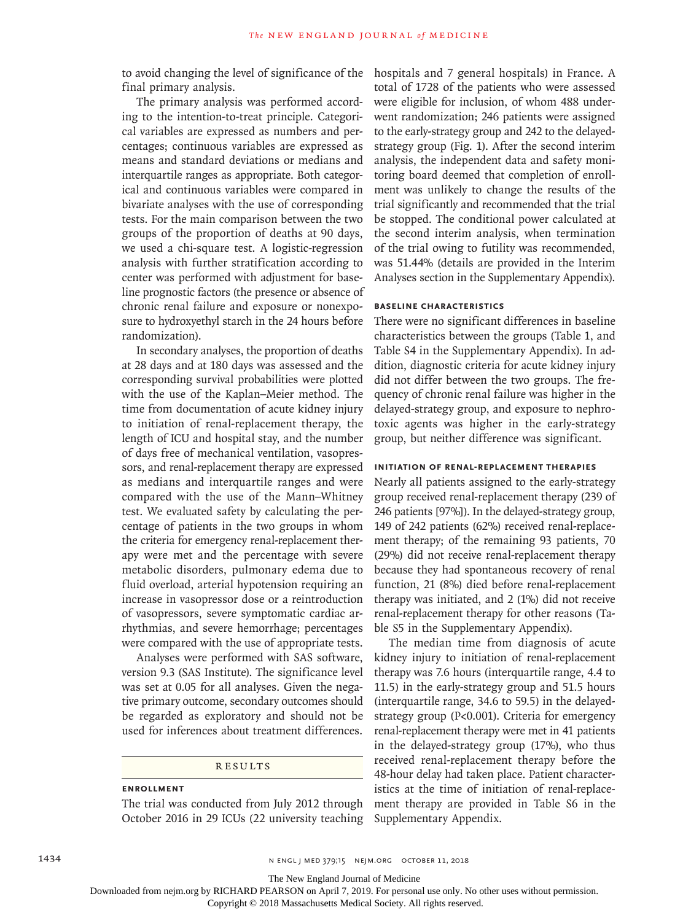to avoid changing the level of significance of the final primary analysis.

The primary analysis was performed according to the intention-to-treat principle. Categorical variables are expressed as numbers and percentages; continuous variables are expressed as means and standard deviations or medians and interquartile ranges as appropriate. Both categorical and continuous variables were compared in bivariate analyses with the use of corresponding tests. For the main comparison between the two groups of the proportion of deaths at 90 days, we used a chi-square test. A logistic-regression analysis with further stratification according to center was performed with adjustment for baseline prognostic factors (the presence or absence of chronic renal failure and exposure or nonexposure to hydroxyethyl starch in the 24 hours before randomization).

In secondary analyses, the proportion of deaths at 28 days and at 180 days was assessed and the corresponding survival probabilities were plotted with the use of the Kaplan–Meier method. The time from documentation of acute kidney injury to initiation of renal-replacement therapy, the length of ICU and hospital stay, and the number of days free of mechanical ventilation, vasopressors, and renal-replacement therapy are expressed as medians and interquartile ranges and were compared with the use of the Mann–Whitney test. We evaluated safety by calculating the percentage of patients in the two groups in whom the criteria for emergency renal-replacement therapy were met and the percentage with severe metabolic disorders, pulmonary edema due to fluid overload, arterial hypotension requiring an increase in vasopressor dose or a reintroduction of vasopressors, severe symptomatic cardiac arrhythmias, and severe hemorrhage; percentages were compared with the use of appropriate tests.

Analyses were performed with SAS software, version 9.3 (SAS Institute). The significance level was set at 0.05 for all analyses. Given the negative primary outcome, secondary outcomes should be regarded as exploratory and should not be used for inferences about treatment differences.

## RESULTS

### ENROLLMENT

The trial was conducted from July 2012 through October 2016 in 29 ICUs (22 university teaching hospitals and 7 general hospitals) in France. A total of 1728 of the patients who were assessed were eligible for inclusion, of whom 488 underwent randomization; 246 patients were assigned to the early-strategy group and 242 to the delayed-strategy group (Fig. 1). After the second interim analysis, the independent data and safety monitoring board deemed that completion of enrollment was unlikely to change the results of the trial significantly and recommended that the trial be stopped. The conditional power calculated at the second interim analysis, when termination of the trial owing to futility was recommended, was 51.44% (details are provided in the Interim Analyses section in the Supplementary Appendix).

### BASELINE CHARACTERISTICS

There were no significant differences in baseline characteristics between the groups (Table 1, and Table S4 in the Supplementary Appendix). In addition, diagnostic criteria for acute kidney injury did not differ between the two groups. The frequency of chronic renal failure was higher in the delayed-strategy group, and exposure to nephrotoxic agents was higher in the early-strategy group, but neither difference was significant.

### INITIATION OF RENAL-REPLACEMENT THERAPIES

Nearly all patients assigned to the early-strategy group received renal-replacement therapy (239 of 246 patients [97%]). In the delayed-strategy group, 149 of 242 patients (62%) received renal-replacement therapy; of the remaining 93 patients, 70 (29%) did not receive renal-replacement therapy because they had spontaneous recovery of renal function, 21 (8%) died before renal-replacement therapy was initiated, and 2 (1%) did not receive renal-replacement therapy for other reasons (Table S5 in the Supplementary Appendix).

The median time from diagnosis of acute kidney injury to initiation of renal-replacement therapy was 7.6 hours (interquartile range, 4.4 to 11.5) in the early-strategy group and 51.5 hours (interquartile range, 34.6 to 59.5) in the delayed-strategy group (P<0.001). Criteria for emergency renal-replacement therapy were met in 41 patients in the delayed-strategy group (17%), who thus received renal-replacement therapy before the 48-hour delay had taken place. Patient characteristics at the time of initiation of renal-replacement therapy are provided in Table S6 in the Supplementary Appendix.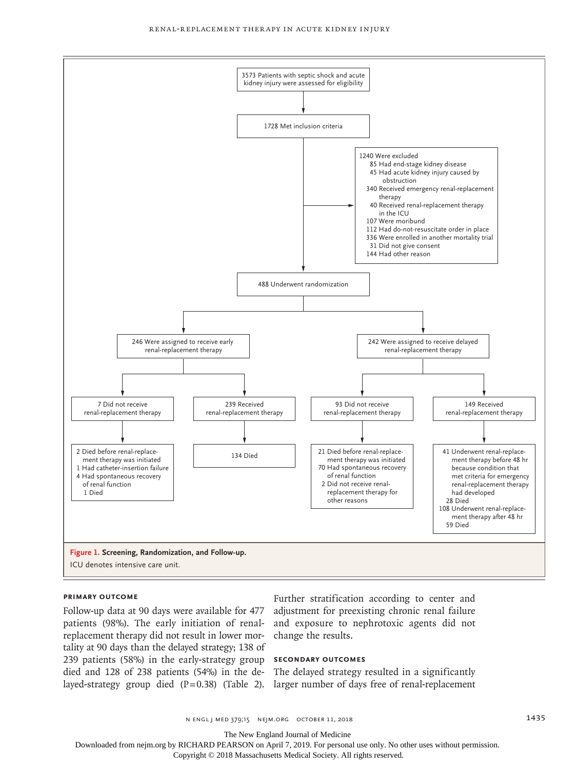3573 Patients with septic shock and acute kidney injury were assessed for eligibility

1728 Met inclusion criteria

1240 Were excluded
- 85 Had end-stage kidney disease
- 45 Had acute kidney injury caused by obstruction
- 340 Received emergency renal-replacement therapy
- 40 Received renal-replacement therapy in the ICU
- 107 Were moribund
- 112 Had do-not-resuscitate order in place
- 336 Were enrolled in another mortality trial
- 31 Did not give consent
- 144 Had other reason

488 Underwent randomization

246 Were assigned to receive early renal-replacement therapy
- 7 Did not receive renal-replacement therapy
  - 2 Died before renal-replacement therapy was initiated
  - 1 Had catheter-insertion failure
  - 4 Had spontaneous recovery of renal function
    - 1 Died
- 239 Received renal-replacement therapy
  - 134 Died

242 Were assigned to receive delayed renal-replacement therapy
- 93 Did not receive renal-replacement therapy
  - 21 Died before renal-replacement therapy was initiated
  - 70 Had spontaneous recovery of renal function
  - 2 Did not receive renal-replacement therapy for other reasons
- 149 Received renal-replacement therapy
  - 41 Underwent renal-replacement therapy before 48 hr because condition that met criteria for emergency renal-replacement therapy had developed
    - 28 Died
  - 108 Underwent renal-replacement therapy after 48 hr
    - 59 Died

**Figure 1. Screening, Randomization, and Follow-up.**

ICU denotes intensive care unit.

### Primary Outcome

Follow-up data at 90 days were available for 477 patients (98%). The early initiation of renal-replacement therapy did not result in lower mortality at 90 days than the delayed strategy; 138 of 239 patients (58%) in the early-strategy group died and 128 of 238 patients (54%) in the delayed-strategy group died (P=0.38) (Table 2). Further stratification according to center and adjustment for preexisting chronic renal failure and exposure to nephrotoxic agents did not change the results.

### Secondary Outcomes

The delayed strategy resulted in a significantly larger number of days free of renal-replacement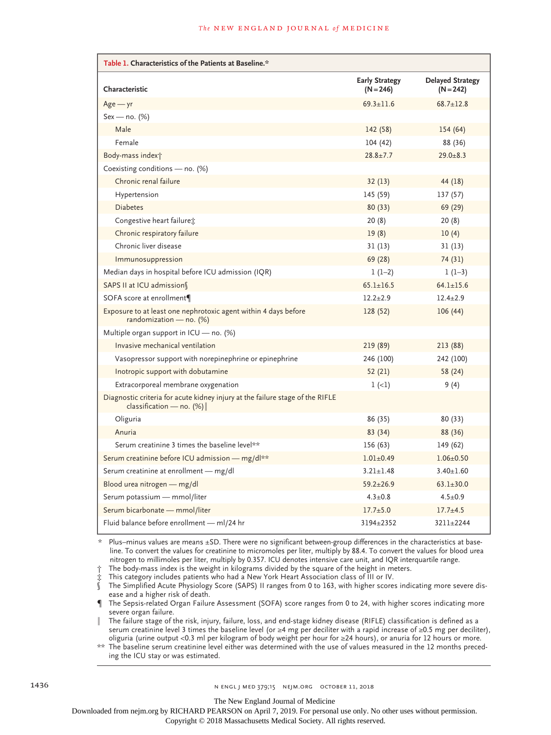**Table 1. Characteristics of the Patients at Baseline.***

| Characteristic | Early Strategy (N=246) | Delayed Strategy (N=242) |
|---|---|---|
| Age — yr | 69.3±11.6 | 68.7±12.8 |
| Sex — no. (%) | | |
| Male | 142 (58) | 154 (64) |
| Female | 104 (42) | 88 (36) |
| Body-mass index† | 28.8±7.7 | 29.0±8.3 |
| Coexisting conditions — no. (%) | | |
| Chronic renal failure | 32 (13) | 44 (18) |
| Hypertension | 145 (59) | 137 (57) |
| Diabetes | 80 (33) | 69 (29) |
| Congestive heart failure‡ | 20 (8) | 20 (8) |
| Chronic respiratory failure | 19 (8) | 10 (4) |
| Chronic liver disease | 31 (13) | 31 (13) |
| Immunosuppression | 69 (28) | 74 (31) |
| Median days in hospital before ICU admission (IQR) | 1 (1–2) | 1 (1–3) |
| SAPS II at ICU admission§ | 65.1±16.5 | 64.1±15.6 |
| SOFA score at enrollment¶ | 12.2±2.9 | 12.4±2.9 |
| Exposure to at least one nephrotoxic agent within 4 days before randomization — no. (%) | 128 (52) | 106 (44) |
| Multiple organ support in ICU — no. (%) | | |
| Invasive mechanical ventilation | 219 (89) | 213 (88) |
| Vasopressor support with norepinephrine or epinephrine | 246 (100) | 242 (100) |
| Inotropic support with dobutamine | 52 (21) | 58 (24) |
| Extracorporeal membrane oxygenation | 1 (<1) | 9 (4) |
| Diagnostic criteria for acute kidney injury at the failure stage of the RIFLE classification — no. (%)‖ | | |
| Oliguria | 86 (35) | 80 (33) |
| Anuria | 83 (34) | 88 (36) |
| Serum creatinine 3 times the baseline level** | 156 (63) | 149 (62) |
| Serum creatinine before ICU admission — mg/dl** | 1.01±0.49 | 1.06±0.50 |
| Serum creatinine at enrollment — mg/dl | 3.21±1.48 | 3.40±1.60 |
| Blood urea nitrogen — mg/dl | 59.2±26.9 | 63.1±30.0 |
| Serum potassium — mmol/liter | 4.3±0.8 | 4.5±0.9 |
| Serum bicarbonate — mmol/liter | 17.7±5.0 | 17.7±4.5 |
| Fluid balance before enrollment — ml/24 hr | 3194±2352 | 3211±2244 |

\* Plus–minus values are means ±SD. There were no significant between-group differences in the characteristics at baseline. To convert the values for creatinine to micromoles per liter, multiply by 88.4. To convert the values for blood urea nitrogen to millimoles per liter, multiply by 0.357. ICU denotes intensive care unit, and IQR interquartile range.

† The body-mass index is the weight in kilograms divided by the square of the height in meters.

‡ This category includes patients who had a New York Heart Association class of III or IV.

§ The Simplified Acute Physiology Score (SAPS) II ranges from 0 to 163, with higher scores indicating more severe disease and a higher risk of death.

¶ The Sepsis-related Organ Failure Assessment (SOFA) score ranges from 0 to 24, with higher scores indicating more severe organ failure.

‖ The failure stage of the risk, injury, failure, loss, and end-stage kidney disease (RIFLE) classification is defined as a serum creatinine level 3 times the baseline level (or ≥4 mg per deciliter with a rapid increase of ≥0.5 mg per deciliter), oliguria (urine output <0.3 ml per kilogram of body weight per hour for ≥24 hours), or anuria for 12 hours or more.

** The baseline serum creatinine level either was determined with the use of values measured in the 12 months preceding the ICU stay or was estimated.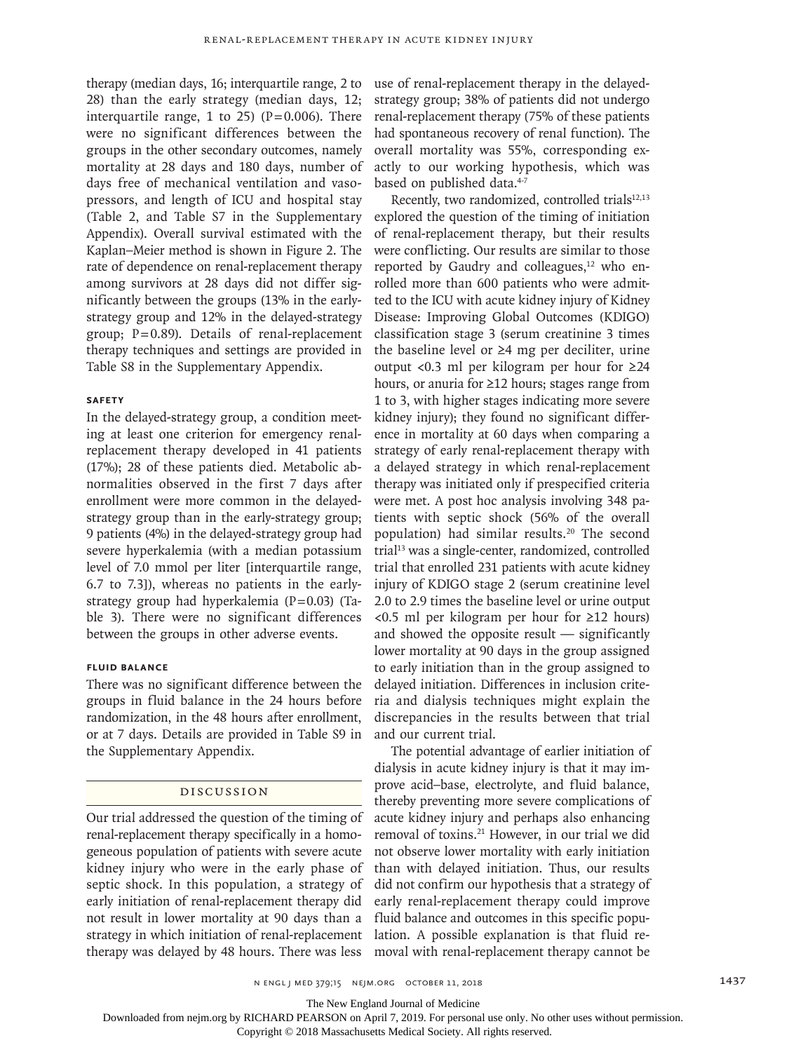therapy (median days, 16; interquartile range, 2 to 28) than the early strategy (median days, 12; interquartile range, 1 to 25) (P=0.006). There were no significant differences between the groups in the other secondary outcomes, namely mortality at 28 days and 180 days, number of days free of mechanical ventilation and vasopressors, and length of ICU and hospital stay (Table 2, and Table S7 in the Supplementary Appendix). Overall survival estimated with the Kaplan–Meier method is shown in Figure 2. The rate of dependence on renal-replacement therapy among survivors at 28 days did not differ significantly between the groups (13% in the early-strategy group and 12% in the delayed-strategy group; P=0.89). Details of renal-replacement therapy techniques and settings are provided in Table S8 in the Supplementary Appendix.

### Safety

In the delayed-strategy group, a condition meeting at least one criterion for emergency renal-replacement therapy developed in 41 patients (17%); 28 of these patients died. Metabolic abnormalities observed in the first 7 days after enrollment were more common in the delayed-strategy group than in the early-strategy group; 9 patients (4%) in the delayed-strategy group had severe hyperkalemia (with a median potassium level of 7.0 mmol per liter [interquartile range, 6.7 to 7.3]), whereas no patients in the early-strategy group had hyperkalemia (P=0.03) (Table 3). There were no significant differences between the groups in other adverse events.

### Fluid Balance

There was no significant difference between the groups in fluid balance in the 24 hours before randomization, in the 48 hours after enrollment, or at 7 days. Details are provided in Table S9 in the Supplementary Appendix.

## Discussion

Our trial addressed the question of the timing of renal-replacement therapy specifically in a homogeneous population of patients with severe acute kidney injury who were in the early phase of septic shock. In this population, a strategy of early initiation of renal-replacement therapy did not result in lower mortality at 90 days than a strategy in which initiation of renal-replacement therapy was delayed by 48 hours. There was less use of renal-replacement therapy in the delayed-strategy group; 38% of patients did not undergo renal-replacement therapy (75% of these patients had spontaneous recovery of renal function). The overall mortality was 55%, corresponding exactly to our working hypothesis, which was based on published data.[4-7]

Recently, two randomized, controlled trials[12,13] explored the question of the timing of initiation of renal-replacement therapy, but their results were conflicting. Our results are similar to those reported by Gaudry and colleagues,[12] who enrolled more than 600 patients who were admitted to the ICU with acute kidney injury of Kidney Disease: Improving Global Outcomes (KDIGO) classification stage 3 (serum creatinine 3 times the baseline level or ≥4 mg per deciliter, urine output <0.3 ml per kilogram per hour for ≥24 hours, or anuria for ≥12 hours; stages range from 1 to 3, with higher stages indicating more severe kidney injury); they found no significant difference in mortality at 60 days when comparing a strategy of early renal-replacement therapy with a delayed strategy in which renal-replacement therapy was initiated only if prespecified criteria were met. A post hoc analysis involving 348 patients with septic shock (56% of the overall population) had similar results.[20] The second trial[13] was a single-center, randomized, controlled trial that enrolled 231 patients with acute kidney injury of KDIGO stage 2 (serum creatinine level 2.0 to 2.9 times the baseline level or urine output <0.5 ml per kilogram per hour for ≥12 hours) and showed the opposite result — significantly lower mortality at 90 days in the group assigned to early initiation than in the group assigned to delayed initiation. Differences in inclusion criteria and dialysis techniques might explain the discrepancies in the results between that trial and our current trial.

The potential advantage of earlier initiation of dialysis in acute kidney injury is that it may improve acid–base, electrolyte, and fluid balance, thereby preventing more severe complications of acute kidney injury and perhaps also enhancing removal of toxins.[21] However, in our trial we did not observe lower mortality with early initiation than with delayed initiation. Thus, our results did not confirm our hypothesis that a strategy of early renal-replacement therapy could improve fluid balance and outcomes in this specific population. A possible explanation is that fluid removal with renal-replacement therapy cannot be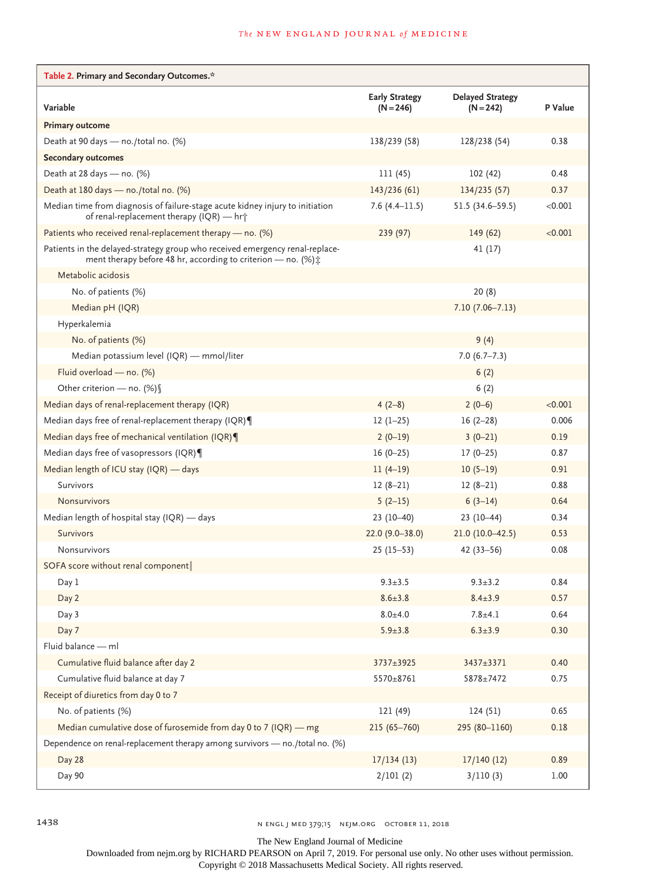**Table 2. Primary and Secondary Outcomes.***

| Variable | Early Strategy (N=246) | Delayed Strategy (N=242) | P Value |
|---|---|---|---|
| **Primary outcome** | | | |
| Death at 90 days — no./total no. (%) | 138/239 (58) | 128/238 (54) | 0.38 |
| **Secondary outcomes** | | | |
| Death at 28 days — no. (%) | 111 (45) | 102 (42) | 0.48 |
| Death at 180 days — no./total no. (%) | 143/236 (61) | 134/235 (57) | 0.37 |
| Median time from diagnosis of failure-stage acute kidney injury to initiation of renal-replacement therapy (IQR) — hr† | 7.6 (4.4–11.5) | 51.5 (34.6–59.5) | <0.001 |
| Patients who received renal-replacement therapy — no. (%) | 239 (97) | 149 (62) | <0.001 |
| Patients in the delayed-strategy group who received emergency renal-replacement therapy before 48 hr, according to criterion — no. (%)‡ | | 41 (17) | |
| Metabolic acidosis | | | |
| No. of patients (%) | | 20 (8) | |
| Median pH (IQR) | | 7.10 (7.06–7.13) | |
| Hyperkalemia | | | |
| No. of patients (%) | | 9 (4) | |
| Median potassium level (IQR) — mmol/liter | | 7.0 (6.7–7.3) | |
| Fluid overload — no. (%) | | 6 (2) | |
| Other criterion — no. (%)§ | | 6 (2) | |
| Median days of renal-replacement therapy (IQR) | 4 (2–8) | 2 (0–6) | <0.001 |
| Median days free of renal-replacement therapy (IQR)¶ | 12 (1–25) | 16 (2–28) | 0.006 |
| Median days free of mechanical ventilation (IQR)¶ | 2 (0–19) | 3 (0–21) | 0.19 |
| Median days free of vasopressors (IQR)¶ | 16 (0–25) | 17 (0–25) | 0.87 |
| Median length of ICU stay (IQR) — days | 11 (4–19) | 10 (5–19) | 0.91 |
| Survivors | 12 (8–21) | 12 (8–21) | 0.88 |
| Nonsurvivors | 5 (2–15) | 6 (3–14) | 0.64 |
| Median length of hospital stay (IQR) — days | 23 (10–40) | 23 (10–44) | 0.34 |
| Survivors | 22.0 (9.0–38.0) | 21.0 (10.0–42.5) | 0.53 |
| Nonsurvivors | 25 (15–53) | 42 (33–56) | 0.08 |
| SOFA score without renal component‖ | | | |
| Day 1 | 9.3±3.5 | 9.3±3.2 | 0.84 |
| Day 2 | 8.6±3.8 | 8.4±3.9 | 0.57 |
| Day 3 | 8.0±4.0 | 7.8±4.1 | 0.64 |
| Day 7 | 5.9±3.8 | 6.3±3.9 | 0.30 |
| Fluid balance — ml | | | |
| Cumulative fluid balance after day 2 | 3737±3925 | 3437±3371 | 0.40 |
| Cumulative fluid balance at day 7 | 5570±8761 | 5878±7472 | 0.75 |
| Receipt of diuretics from day 0 to 7 | | | |
| No. of patients (%) | 121 (49) | 124 (51) | 0.65 |
| Median cumulative dose of furosemide from day 0 to 7 (IQR) — mg | 215 (65–760) | 295 (80–1160) | 0.18 |
| Dependence on renal-replacement therapy among survivors — no./total no. (%) | | | |
| Day 28 | 17/134 (13) | 17/140 (12) | 0.89 |
| Day 90 | 2/101 (2) | 3/110 (3) | 1.00 |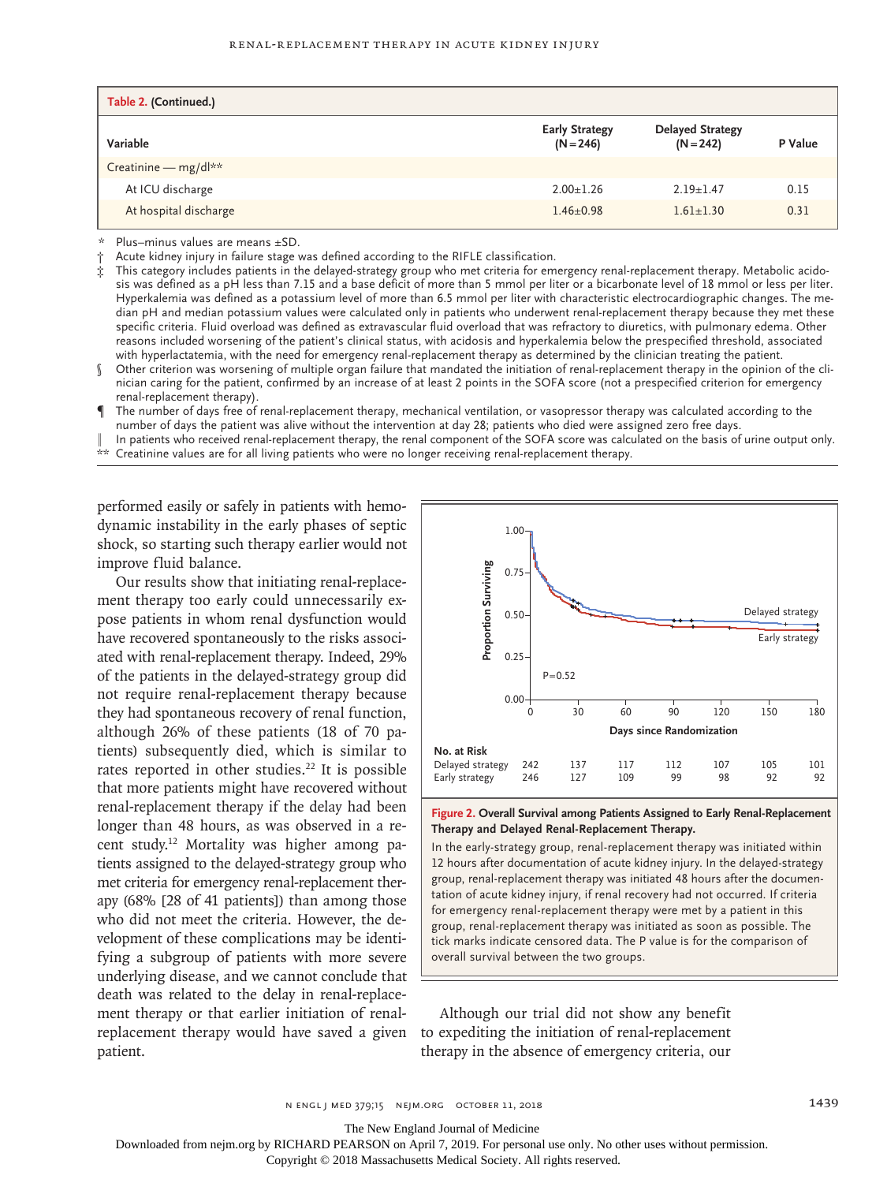**Table 2. (Continued.)**

| Variable | Early Strategy (N=246) | Delayed Strategy (N=242) | P Value |
|---|---|---|---|
| Creatinine — mg/dl** | | | |
| At ICU discharge | 2.00±1.26 | 2.19±1.47 | 0.15 |
| At hospital discharge | 1.46±0.98 | 1.61±1.30 | 0.31 |

\* Plus–minus values are means ±SD.

† Acute kidney injury in failure stage was defined according to the RIFLE classification.

‡ This category includes patients in the delayed-strategy group who met criteria for emergency renal-replacement therapy. Metabolic acidosis was defined as a pH less than 7.15 and a base deficit of more than 5 mmol per liter or a bicarbonate level of 18 mmol or less per liter. Hyperkalemia was defined as a potassium level of more than 6.5 mmol per liter with characteristic electrocardiographic changes. The median pH and median potassium values were calculated only in patients who underwent renal-replacement therapy because they met these specific criteria. Fluid overload was defined as extravascular fluid overload that was refractory to diuretics, with pulmonary edema. Other reasons included worsening of the patient's clinical status, with acidosis and hyperkalemia below the prespecified threshold, associated with hyperlactatemia, with the need for emergency renal-replacement therapy as determined by the clinician treating the patient.

§ Other criterion was worsening of multiple organ failure that mandated the initiation of renal-replacement therapy in the opinion of the clinician caring for the patient, confirmed by an increase of at least 2 points in the SOFA score (not a prespecified criterion for emergency renal-replacement therapy).

¶ The number of days free of renal-replacement therapy, mechanical ventilation, or vasopressor therapy was calculated according to the number of days the patient was alive without the intervention at day 28; patients who died were assigned zero free days.

‖ In patients who received renal-replacement therapy, the renal component of the SOFA score was calculated on the basis of urine output only.

\*\* Creatinine values are for all living patients who were no longer receiving renal-replacement therapy.

performed easily or safely in patients with hemodynamic instability in the early phases of septic shock, so starting such therapy earlier would not improve fluid balance.

Our results show that initiating renal-replacement therapy too early could unnecessarily expose patients in whom renal dysfunction would have recovered spontaneously to the risks associated with renal-replacement therapy. Indeed, 29% of the patients in the delayed-strategy group did not require renal-replacement therapy because they had spontaneous recovery of renal function, although 26% of these patients (18 of 70 patients) subsequently died, which is similar to rates reported in other studies.[22] It is possible that more patients might have recovered without renal-replacement therapy if the delay had been longer than 48 hours, as was observed in a recent study.[12] Mortality was higher among patients assigned to the delayed-strategy group who met criteria for emergency renal-replacement therapy (68% [28 of 41 patients]) than among those who did not meet the criteria. However, the development of these complications may be identifying a subgroup of patients with more severe underlying disease, and we cannot conclude that death was related to the delay in renal-replacement therapy or that earlier initiation of renal-replacement therapy would have saved a given patient.

| No. at Risk | 0 | 30 | 60 | 90 | 120 | 150 | 180 |
|---|---|---|---|---|---|---|---|
| Delayed strategy | 242 | 137 | 117 | 112 | 107 | 105 | 101 |
| Early strategy | 246 | 127 | 109 | 99 | 98 | 92 | 92 |

**Figure 2. Overall Survival among Patients Assigned to Early Renal-Replacement Therapy and Delayed Renal-Replacement Therapy.**

In the early-strategy group, renal-replacement therapy was initiated within 12 hours after documentation of acute kidney injury. In the delayed-strategy group, renal-replacement therapy was initiated 48 hours after the documentation of acute kidney injury, if renal recovery had not occurred. If criteria for emergency renal-replacement therapy were met by a patient in this group, renal-replacement therapy was initiated as soon as possible. The tick marks indicate censored data. The P value is for the comparison of overall survival between the two groups.

Although our trial did not show any benefit to expediting the initiation of renal-replacement therapy in the absence of emergency criteria, our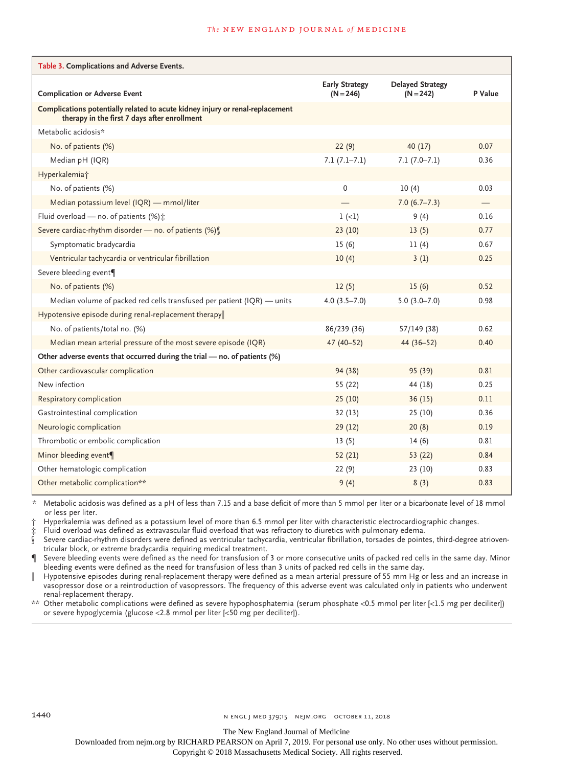**Table 3. Complications and Adverse Events.**

| Complication or Adverse Event | Early Strategy (N=246) | Delayed Strategy (N=242) | P Value |
|---|---|---|---|
| **Complications potentially related to acute kidney injury or renal-replacement therapy in the first 7 days after enrollment** | | | |
| Metabolic acidosis* | | | |
| No. of patients (%) | 22 (9) | 40 (17) | 0.07 |
| Median pH (IQR) | 7.1 (7.1–7.1) | 7.1 (7.0–7.1) | 0.36 |
| Hyperkalemia† | | | |
| No. of patients (%) | 0 | 10 (4) | 0.03 |
| Median potassium level (IQR) — mmol/liter | — | 7.0 (6.7–7.3) | — |
| Fluid overload — no. of patients (%)‡ | 1 (<1) | 9 (4) | 0.16 |
| Severe cardiac-rhythm disorder — no. of patients (%)§ | 23 (10) | 13 (5) | 0.77 |
| Symptomatic bradycardia | 15 (6) | 11 (4) | 0.67 |
| Ventricular tachycardia or ventricular fibrillation | 10 (4) | 3 (1) | 0.25 |
| Severe bleeding event¶ | | | |
| No. of patients (%) | 12 (5) | 15 (6) | 0.52 |
| Median volume of packed red cells transfused per patient (IQR) — units | 4.0 (3.5–7.0) | 5.0 (3.0–7.0) | 0.98 |
| Hypotensive episode during renal-replacement therapy‖ | | | |
| No. of patients/total no. (%) | 86/239 (36) | 57/149 (38) | 0.62 |
| Median mean arterial pressure of the most severe episode (IQR) | 47 (40–52) | 44 (36–52) | 0.40 |
| **Other adverse events that occurred during the trial — no. of patients (%)** | | | |
| Other cardiovascular complication | 94 (38) | 95 (39) | 0.81 |
| New infection | 55 (22) | 44 (18) | 0.25 |
| Respiratory complication | 25 (10) | 36 (15) | 0.11 |
| Gastrointestinal complication | 32 (13) | 25 (10) | 0.36 |
| Neurologic complication | 29 (12) | 20 (8) | 0.19 |
| Thrombotic or embolic complication | 13 (5) | 14 (6) | 0.81 |
| Minor bleeding event¶ | 52 (21) | 53 (22) | 0.84 |
| Other hematologic complication | 22 (9) | 23 (10) | 0.83 |
| Other metabolic complication** | 9 (4) | 8 (3) | 0.83 |

\* Metabolic acidosis was defined as a pH of less than 7.15 and a base deficit of more than 5 mmol per liter or a bicarbonate level of 18 mmol or less per liter.

† Hyperkalemia was defined as a potassium level of more than 6.5 mmol per liter with characteristic electrocardiographic changes.

‡ Fluid overload was defined as extravascular fluid overload that was refractory to diuretics with pulmonary edema.

§ Severe cardiac-rhythm disorders were defined as ventricular tachycardia, ventricular fibrillation, torsades de pointes, third-degree atrioventricular block, or extreme bradycardia requiring medical treatment.

¶ Severe bleeding events were defined as the need for transfusion of 3 or more consecutive units of packed red cells in the same day. Minor bleeding events were defined as the need for transfusion of less than 3 units of packed red cells in the same day.

‖ Hypotensive episodes during renal-replacement therapy were defined as a mean arterial pressure of 55 mm Hg or less and an increase in vasopressor dose or a reintroduction of vasopressors. The frequency of this adverse event was calculated only in patients who underwent renal-replacement therapy.

** Other metabolic complications were defined as severe hypophosphatemia (serum phosphate <0.5 mmol per liter [<1.5 mg per deciliter]) or severe hypoglycemia (glucose <2.8 mmol per liter [<50 mg per deciliter]).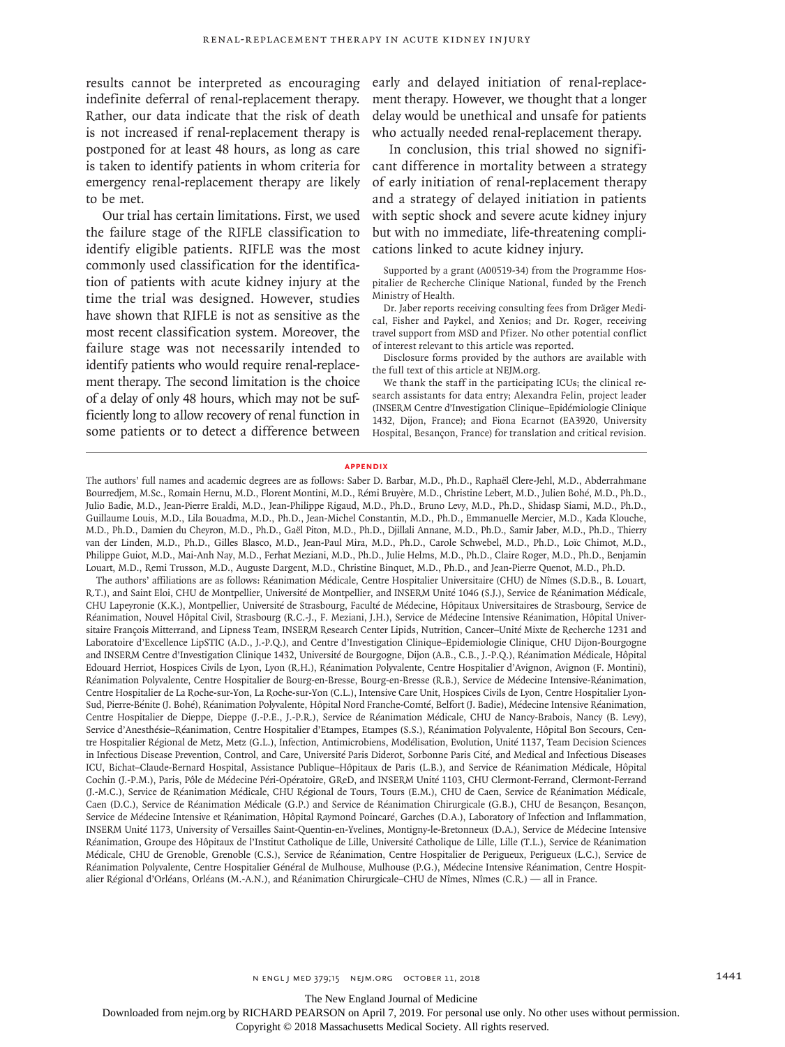results cannot be interpreted as encouraging indefinite deferral of renal-replacement therapy. Rather, our data indicate that the risk of death is not increased if renal-replacement therapy is postponed for at least 48 hours, as long as care is taken to identify patients in whom criteria for emergency renal-replacement therapy are likely to be met.

Our trial has certain limitations. First, we used the failure stage of the RIFLE classification to identify eligible patients. RIFLE was the most commonly used classification for the identification of patients with acute kidney injury at the time the trial was designed. However, studies have shown that RIFLE is not as sensitive as the most recent classification system. Moreover, the failure stage was not necessarily intended to identify patients who would require renal-replacement therapy. The second limitation is the choice of a delay of only 48 hours, which may not be sufficiently long to allow recovery of renal function in some patients or to detect a difference between early and delayed initiation of renal-replacement therapy. However, we thought that a longer delay would be unethical and unsafe for patients who actually needed renal-replacement therapy.

In conclusion, this trial showed no significant difference in mortality between a strategy of early initiation of renal-replacement therapy and a strategy of delayed initiation in patients with septic shock and severe acute kidney injury but with no immediate, life-threatening complications linked to acute kidney injury.

Supported by a grant (A00519-34) from the Programme Hospitalier de Recherche Clinique National, funded by the French Ministry of Health.

Dr. Jaber reports receiving consulting fees from Dräger Medical, Fisher and Paykel, and Xenios; and Dr. Roger, receiving travel support from MSD and Pfizer. No other potential conflict of interest relevant to this article was reported.

Disclosure forms provided by the authors are available with the full text of this article at NEJM.org.

We thank the staff in the participating ICUs; the clinical research assistants for data entry; Alexandra Felin, project leader (INSERM Centre d'Investigation Clinique–Epidémiologie Clinique 1432, Dijon, France); and Fiona Ecarnot (EA3920, University Hospital, Besançon, France) for translation and critical revision.

## APPENDIX

The authors' full names and academic degrees are as follows: Saber D. Barbar, M.D., Ph.D., Raphaël Clere-Jehl, M.D., Abderrahmane Bourredjem, M.Sc., Romain Hernu, M.D., Florent Montini, M.D., Rémi Bruyère, M.D., Christine Lebert, M.D., Julien Bohé, M.D., Ph.D., Julio Badie, M.D., Jean-Pierre Eraldi, M.D., Jean-Philippe Rigaud, M.D., Ph.D., Bruno Levy, M.D., Ph.D., Shidasp Siami, M.D., Ph.D., Guillaume Louis, M.D., Lila Bouadma, M.D., Ph.D., Jean-Michel Constantin, M.D., Ph.D., Emmanuelle Mercier, M.D., Kada Klouche, M.D., Ph.D., Damien du Cheyron, M.D., Ph.D., Gaël Piton, M.D., Ph.D., Djillali Annane, M.D., Ph.D., Samir Jaber, M.D., Ph.D., Thierry van der Linden, M.D., Ph.D., Gilles Blasco, M.D., Jean-Paul Mira, M.D., Ph.D., Carole Schwebel, M.D., Ph.D., Loïc Chimot, M.D., Philippe Guiot, M.D., Mai-Anh Nay, M.D., Ferhat Meziani, M.D., Ph.D., Julie Helms, M.D., Ph.D., Claire Roger, M.D., Ph.D., Benjamin Louart, M.D., Remi Trusson, M.D., Auguste Dargent, M.D., Christine Binquet, M.D., Ph.D., and Jean-Pierre Quenot, M.D., Ph.D.

The authors' affiliations are as follows: Réanimation Médicale, Centre Hospitalier Universitaire (CHU) de Nîmes (S.D.B., B. Louart, R.T.), and Saint Eloi, CHU de Montpellier, Université de Montpellier, and INSERM Unité 1046 (S.J.), Service de Réanimation Médicale, CHU Lapeyronie (K.K.), Montpellier, Université de Strasbourg, Faculté de Médecine, Hôpitaux Universitaires de Strasbourg, Service de Réanimation, Nouvel Hôpital Civil, Strasbourg (R.C.-J., F. Meziani, J.H.), Service de Médecine Intensive Réanimation, Hôpital Universitaire François Mitterrand, and Lipness Team, INSERM Research Center Lipids, Nutrition, Cancer–Unité Mixte de Recherche 1231 and Laboratoire d'Excellence LipSTIC (A.D., J.-P.Q.), and Centre d'Investigation Clinique–Epidemiologie Clinique, CHU Dijon-Bourgogne and INSERM Centre d'Investigation Clinique 1432, Université de Bourgogne, Dijon (A.B., C.B., J.-P.Q.), Réanimation Médicale, Hôpital Edouard Herriot, Hospices Civils de Lyon, Lyon (R.H.), Réanimation Polyvalente, Centre Hospitalier d'Avignon, Avignon (F. Montini), Réanimation Polyvalente, Centre Hospitalier de Bourg-en-Bresse, Bourg-en-Bresse (R.B.), Service de Médecine Intensive-Réanimation, Centre Hospitalier de La Roche-sur-Yon, La Roche-sur-Yon (C.L.), Intensive Care Unit, Hospices Civils de Lyon, Centre Hospitalier Lyon-Sud, Pierre-Bénite (J. Bohé), Réanimation Polyvalente, Hôpital Nord Franche-Comté, Belfort (J. Badie), Médecine Intensive Réanimation, Centre Hospitalier de Dieppe, Dieppe (J.-P.E., J.-P.R.), Service de Réanimation Médicale, CHU de Nancy-Brabois, Nancy (B. Levy), Service d'Anesthésie–Réanimation, Centre Hospitalier d'Etampes, Etampes (S.S.), Réanimation Polyvalente, Hôpital Bon Secours, Centre Hospitalier Régional de Metz, Metz (G.L.), Infection, Antimicrobiens, Modélisation, Evolution, Unité 1137, Team Decision Sciences in Infectious Disease Prevention, Control, and Care, Université Paris Diderot, Sorbonne Paris Cité, and Medical and Infectious Diseases ICU, Bichat–Claude-Bernard Hospital, Assistance Publique–Hôpitaux de Paris (L.B.), and Service de Réanimation Médicale, Hôpital Cochin (J.-P.M.), Paris, Pôle de Médecine Péri-Opératoire, GReD, and INSERM Unité 1103, CHU Clermont-Ferrand, Clermont-Ferrand (J.-M.C.), Service de Réanimation Médicale, CHU Régional de Tours, Tours (E.M.), CHU de Caen, Service de Réanimation Médicale, Caen (D.C.), Service de Réanimation Médicale (G.P.) and Service de Réanimation Chirurgicale (G.B.), CHU de Besançon, Besançon, Service de Médecine Intensive et Réanimation, Hôpital Raymond Poincaré, Garches (D.A.), Laboratory of Infection and Inflammation, INSERM Unité 1173, University of Versailles Saint-Quentin-en-Yvelines, Montigny-le-Bretonneux (D.A.), Service de Médecine Intensive Réanimation, Groupe des Hôpitaux de l'Institut Catholique de Lille, Université Catholique de Lille, Lille (T.L.), Service de Réanimation Médicale, CHU de Grenoble, Grenoble (C.S.), Service de Réanimation, Centre Hospitalier de Perigueux, Perigueux (L.C.), Service de Réanimation Polyvalente, Centre Hospitalier Général de Mulhouse, Mulhouse (P.G.), Médecine Intensive Réanimation, Centre Hospitalier Régional d'Orléans, Orléans (M.-A.N.), and Réanimation Chirurgicale–CHU de Nîmes, Nîmes (C.R.) — all in France.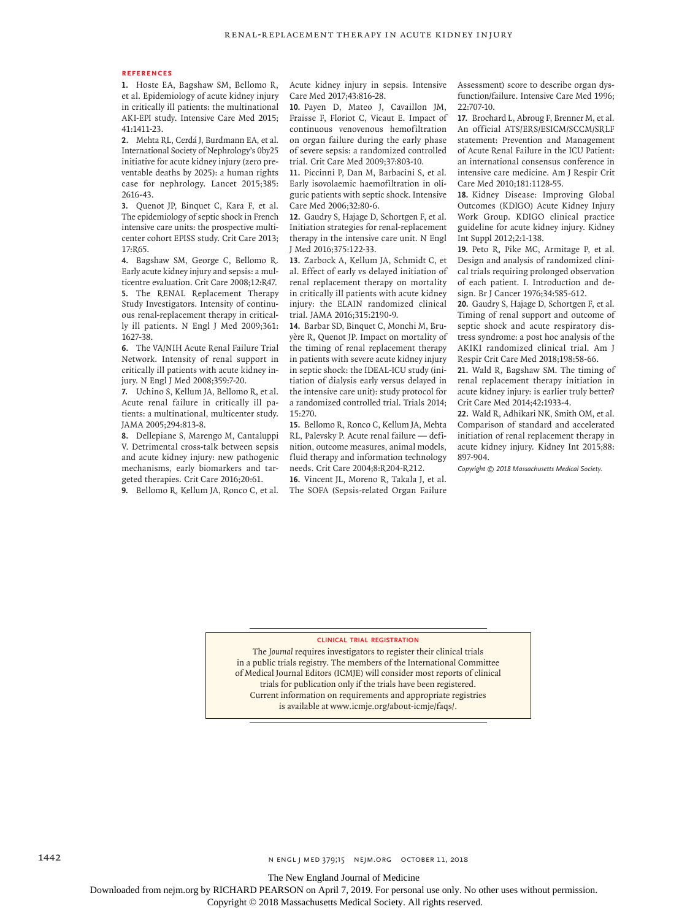## References

1. Hoste EA, Bagshaw SM, Bellomo R, et al. Epidemiology of acute kidney injury in critically ill patients: the multinational AKI-EPI study. Intensive Care Med 2015;41:1411-23.
2. Mehta RL, Cerdá J, Burdmann EA, et al. International Society of Nephrology's 0by25 initiative for acute kidney injury (zero preventable deaths by 2025): a human rights case for nephrology. Lancet 2015;385:2616-43.
3. Quenot JP, Binquet C, Kara F, et al. The epidemiology of septic shock in French intensive care units: the prospective multicenter cohort EPISS study. Crit Care 2013;17:R65.
4. Bagshaw SM, George C, Bellomo R. Early acute kidney injury and sepsis: a multicentre evaluation. Crit Care 2008;12:R47.
5. The RENAL Replacement Therapy Study Investigators. Intensity of continuous renal-replacement therapy in critically ill patients. N Engl J Med 2009;361:1627-38.
6. The VA/NIH Acute Renal Failure Trial Network. Intensity of renal support in critically ill patients with acute kidney injury. N Engl J Med 2008;359:7-20.
7. Uchino S, Kellum JA, Bellomo R, et al. Acute renal failure in critically ill patients: a multinational, multicenter study. JAMA 2005;294:813-8.
8. Dellepiane S, Marengo M, Cantaluppi V. Detrimental cross-talk between sepsis and acute kidney injury: new pathogenic mechanisms, early biomarkers and targeted therapies. Crit Care 2016;20:61.
9. Bellomo R, Kellum JA, Ronco C, et al. Acute kidney injury in sepsis. Intensive Care Med 2017;43:816-28.
10. Payen D, Mateo J, Cavaillon JM, Fraisse F, Floriot C, Vicaut E. Impact of continuous venovenous hemofiltration on organ failure during the early phase of severe sepsis: a randomized controlled trial. Crit Care Med 2009;37:803-10.
11. Piccinni P, Dan M, Barbacini S, et al. Early isovolaemic haemofiltration in oliguric patients with septic shock. Intensive Care Med 2006;32:80-6.
12. Gaudry S, Hajage D, Schortgen F, et al. Initiation strategies for renal-replacement therapy in the intensive care unit. N Engl J Med 2016;375:122-33.
13. Zarbock A, Kellum JA, Schmidt C, et al. Effect of early vs delayed initiation of renal replacement therapy on mortality in critically ill patients with acute kidney injury: the ELAIN randomized clinical trial. JAMA 2016;315:2190-9.
14. Barbar SD, Binquet C, Monchi M, Bruyère R, Quenot JP. Impact on mortality of the timing of renal replacement therapy in patients with severe acute kidney injury in septic shock: the IDEAL-ICU study (initiation of dialysis early versus delayed in the intensive care unit): study protocol for a randomized controlled trial. Trials 2014;15:270.
15. Bellomo R, Ronco C, Kellum JA, Mehta RL, Palevsky P. Acute renal failure — definition, outcome measures, animal models, fluid therapy and information technology needs. Crit Care 2004;8:R204-R212.
16. Vincent JL, Moreno R, Takala J, et al. The SOFA (Sepsis-related Organ Failure Assessment) score to describe organ dysfunction/failure. Intensive Care Med 1996;22:707-10.
17. Brochard L, Abroug F, Brenner M, et al. An official ATS/ERS/ESICM/SCCM/SRLF statement: Prevention and Management of Acute Renal Failure in the ICU Patient: an international consensus conference in intensive care medicine. Am J Respir Crit Care Med 2010;181:1128-55.
18. Kidney Disease: Improving Global Outcomes (KDIGO) Acute Kidney Injury Work Group. KDIGO clinical practice guideline for acute kidney injury. Kidney Int Suppl 2012;2:1-138.
19. Peto R, Pike MC, Armitage P, et al. Design and analysis of randomized clinical trials requiring prolonged observation of each patient. I. Introduction and design. Br J Cancer 1976;34:585-612.
20. Gaudry S, Hajage D, Schortgen F, et al. Timing of renal support and outcome of septic shock and acute respiratory distress syndrome: a post hoc analysis of the AKIKI randomized clinical trial. Am J Respir Crit Care Med 2018;198:58-66.
21. Wald R, Bagshaw SM. The timing of renal replacement therapy initiation in acute kidney injury: is earlier truly better? Crit Care Med 2014;42:1933-4.
22. Wald R, Adhikari NK, Smith OM, et al. Comparison of standard and accelerated initiation of renal replacement therapy in acute kidney injury. Kidney Int 2015;88:897-904.

*Copyright © 2018 Massachusetts Medical Society.*

### Clinical Trial Registration

The *Journal* requires investigators to register their clinical trials in a public trials registry. The members of the International Committee of Medical Journal Editors (ICMJE) will consider most reports of clinical trials for publication only if the trials have been registered. Current information on requirements and appropriate registries is available at www.icmje.org/about-icmje/faqs/.